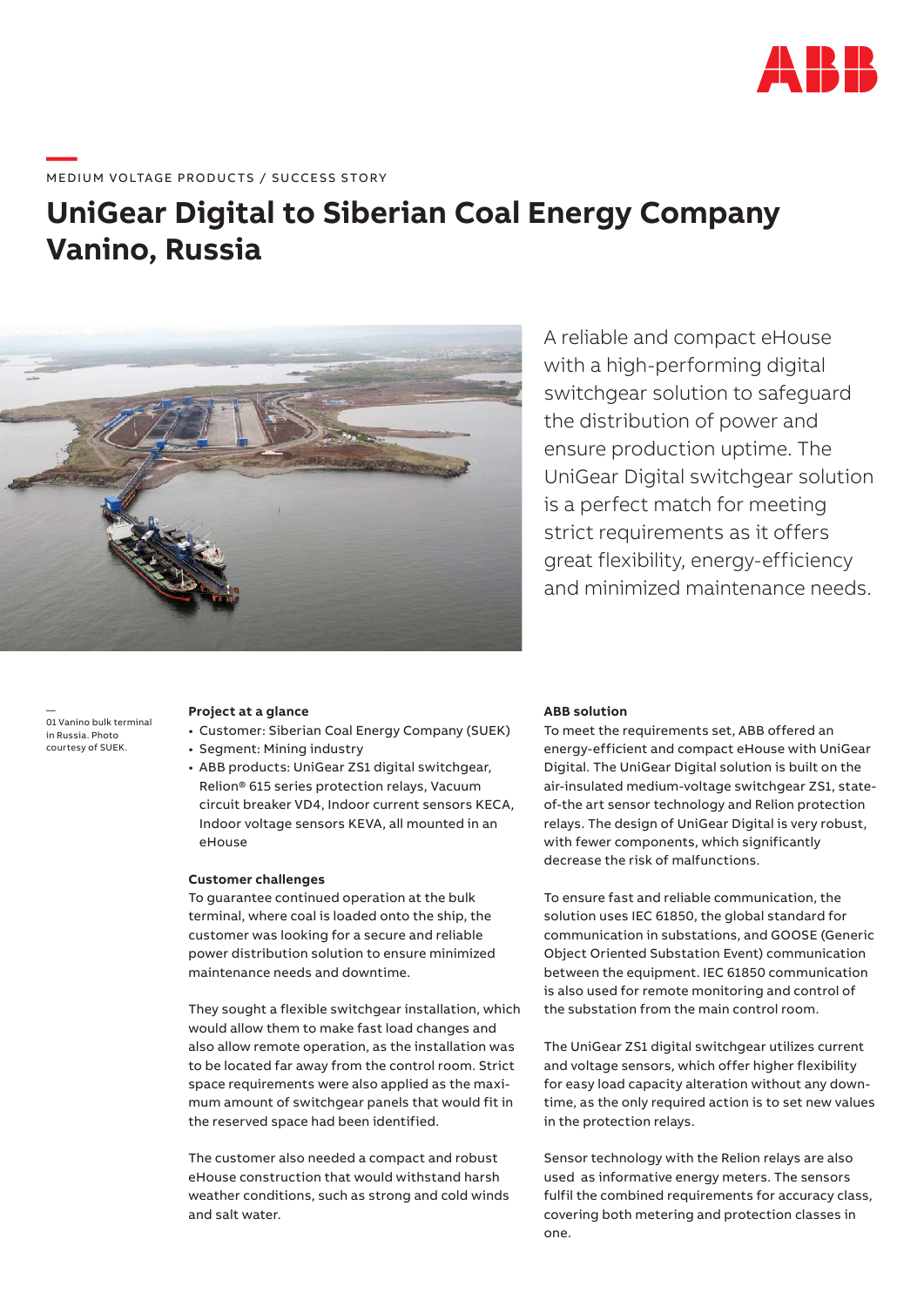MEDIUM VOLTAGE PRODUCTS / SUCCESS STORY

# UniGear Digital to Siberian Coal Energy Company Vanino, Russia

A reliable and compact eHouse with a high-performing digital switchgear solution to safeguard the distribution of power and ensure production uptime. The UniGear Digital switchgear solution is a perfect match for meeting strict requirements as it offers great flexibility, energy-efficiency and minimized maintenance needs.

01 Vanino bulk terminal in Russia. Photo courtesy of SUEK.

**Project at a glance**

- Customer: Siberian Coal Energy Company (SUEK)
- Segment: Mining industry
- ABB products: UniGear ZS1 digital switchgear, Relion® 615 series protection relays, Vacuum circuit breaker VD4, Indoor current sensors KECA, Indoor voltage sensors KEVA, all mounted in an eHouse

**Customer challenges**

To guarantee continued operation at the bulk terminal, where coal is loaded onto the ship, the customer was looking for a secure and reliable power distribution solution to ensure minimized maintenance needs and downtime.

They sought a flexible switchgear installation, which would allow them to make fast load changes and also allow remote operation, as the installation was to be located far away from the control room. Strict space requirements were also applied as the maximum amount of switchgear panels that would fit in the reserved space had been identified.

The customer also needed a compact and robust eHouse construction that would withstand harsh weather conditions, such as strong and cold winds and salt water.

**ABB solution**

To meet the requirements set, ABB offered an energy-efficient and compact eHouse with UniGear Digital. The UniGear Digital solution is built on the air-insulated medium-voltage switchgear ZS1, state-of-the art sensor technology and Relion protection relays. The design of UniGear Digital is very robust, with fewer components, which significantly decrease the risk of malfunctions.

To ensure fast and reliable communication, the solution uses IEC 61850, the global standard for communication in substations, and GOOSE (Generic Object Oriented Substation Event) communication between the equipment. IEC 61850 communication is also used for remote monitoring and control of the substation from the main control room.

The UniGear ZS1 digital switchgear utilizes current and voltage sensors, which offer higher flexibility for easy load capacity alteration without any downtime, as the only required action is to set new values in the protection relays.

Sensor technology with the Relion relays are also used as informative energy meters. The sensors fulfil the combined requirements for accuracy class, covering both metering and protection classes in one.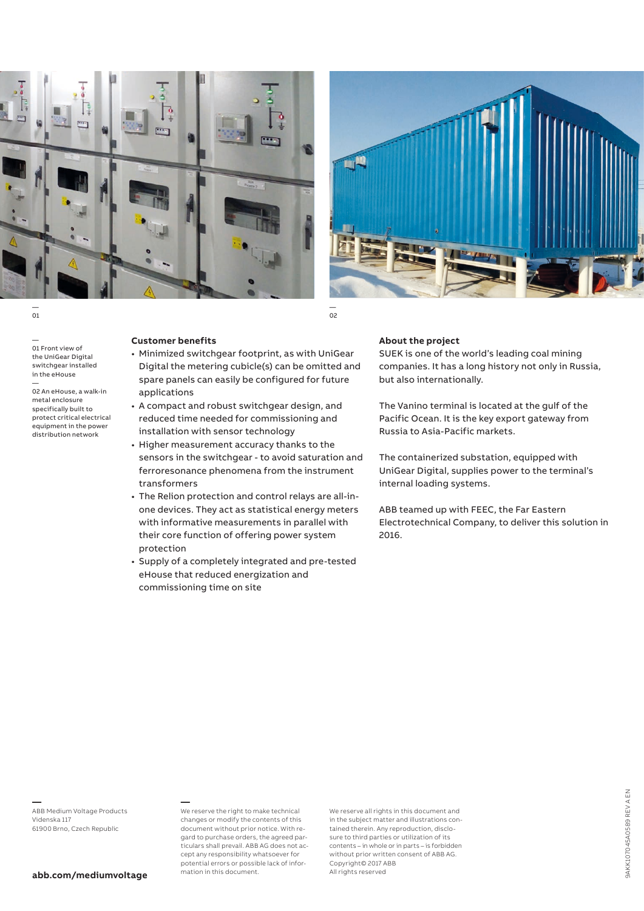— 01

— 02

—
01 Front view of the UniGear Digital switchgear installed in the eHouse

—
02 An eHouse, a walk-in metal enclosure specifically built to protect critical electrical equipment in the power distribution network

**Customer benefits**

- Minimized switchgear footprint, as with UniGear Digital the metering cubicle(s) can be omitted and spare panels can easily be configured for future applications
- A compact and robust switchgear design, and reduced time needed for commissioning and installation with sensor technology
- Higher measurement accuracy thanks to the sensors in the switchgear - to avoid saturation and ferroresonance phenomena from the instrument transformers
- The Relion protection and control relays are all-in-one devices. They act as statistical energy meters with informative measurements in parallel with their core function of offering power system protection
- Supply of a completely integrated and pre-tested eHouse that reduced energization and commissioning time on site

**About the project**

SUEK is one of the world's leading coal mining companies. It has a long history not only in Russia, but also internationally.

The Vanino terminal is located at the gulf of the Pacific Ocean. It is the key export gateway from Russia to Asia-Pacific markets.

The containerized substation, equipped with UniGear Digital, supplies power to the terminal's internal loading systems.

ABB teamed up with FEEC, the Far Eastern Electrotechnical Company, to deliver this solution in 2016.

—
ABB Medium Voltage Products
Videnska 117
61900 Brno, Czech Republic

**abb.com/mediumvoltage**

—
We reserve the right to make technical changes or modify the contents of this document without prior notice. With regard to purchase orders, the agreed particulars shall prevail. ABB AG does not accept any responsibility whatsoever for potential errors or possible lack of information in this document.

We reserve all rights in this document and in the subject matter and illustrations contained therein. Any reproduction, disclosure to third parties or utilization of its contents – in whole or in parts – is forbidden without prior written consent of ABB AG.
Copyright© 2017 ABB
All rights reserved

9AKK107045A0589 REV A EN